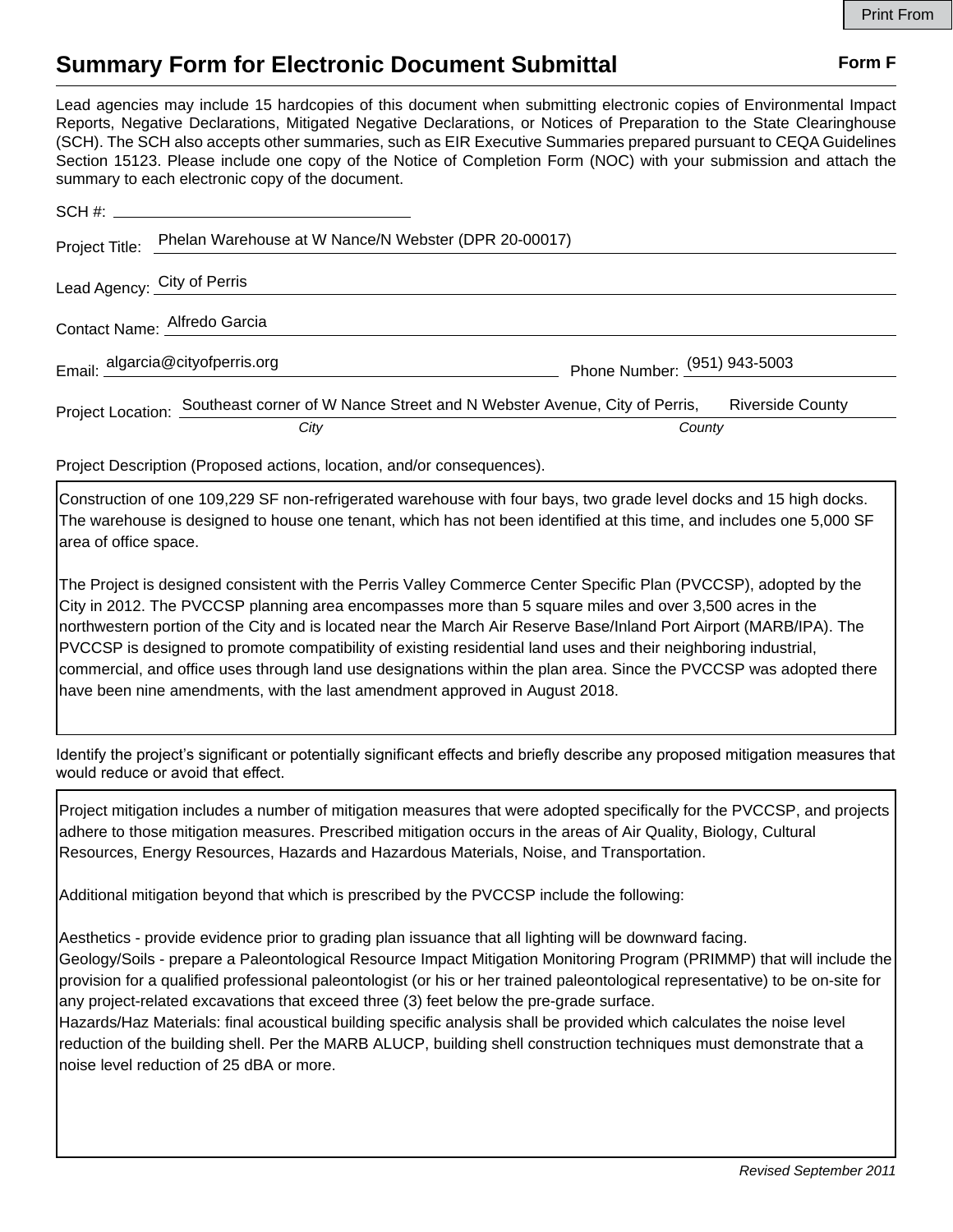# Summary Form for Electronic Document Submittal

**Form F**

Lead agencies may include 15 hardcopies of this document when submitting electronic copies of Environmental Impact Reports, Negative Declarations, Mitigated Negative Declarations, or Notices of Preparation to the State Clearinghouse (SCH). The SCH also accepts other summaries, such as EIR Executive Summaries prepared pursuant to CEQA Guidelines Section 15123. Please include one copy of the Notice of Completion Form (NOC) with your submission and attach the summary to each electronic copy of the document.

SCH #: 

Project Title: Phelan Warehouse at W Nance/N Webster (DPR 20-00017)

Lead Agency: City of Perris

Contact Name: Alfredo Garcia

Email: algarcia@cityofperris.org Phone Number: (951) 943-5003

Project Location: Southeast corner of W Nance Street and N Webster Avenue, City of Perris, (*City*) Riverside County (*County*)

Project Description (Proposed actions, location, and/or consequences).

Construction of one 109,229 SF non-refrigerated warehouse with four bays, two grade level docks and 15 high docks. The warehouse is designed to house one tenant, which has not been identified at this time, and includes one 5,000 SF area of office space.

The Project is designed consistent with the Perris Valley Commerce Center Specific Plan (PVCCSP), adopted by the City in 2012. The PVCCSP planning area encompasses more than 5 square miles and over 3,500 acres in the northwestern portion of the City and is located near the March Air Reserve Base/Inland Port Airport (MARB/IPA). The PVCCSP is designed to promote compatibility of existing residential land uses and their neighboring industrial, commercial, and office uses through land use designations within the plan area. Since the PVCCSP was adopted there have been nine amendments, with the last amendment approved in August 2018.

Identify the project's significant or potentially significant effects and briefly describe any proposed mitigation measures that would reduce or avoid that effect.

Project mitigation includes a number of mitigation measures that were adopted specifically for the PVCCSP, and projects adhere to those mitigation measures. Prescribed mitigation occurs in the areas of Air Quality, Biology, Cultural Resources, Energy Resources, Hazards and Hazardous Materials, Noise, and Transportation.

Additional mitigation beyond that which is prescribed by the PVCCSP include the following:

Aesthetics - provide evidence prior to grading plan issuance that all lighting will be downward facing.
Geology/Soils - prepare a Paleontological Resource Impact Mitigation Monitoring Program (PRIMMP) that will include the provision for a qualified professional paleontologist (or his or her trained paleontological representative) to be on-site for any project-related excavations that exceed three (3) feet below the pre-grade surface.
Hazards/Haz Materials: final acoustical building specific analysis shall be provided which calculates the noise level reduction of the building shell. Per the MARB ALUCP, building shell construction techniques must demonstrate that a noise level reduction of 25 dBA or more.

*Revised September 2011*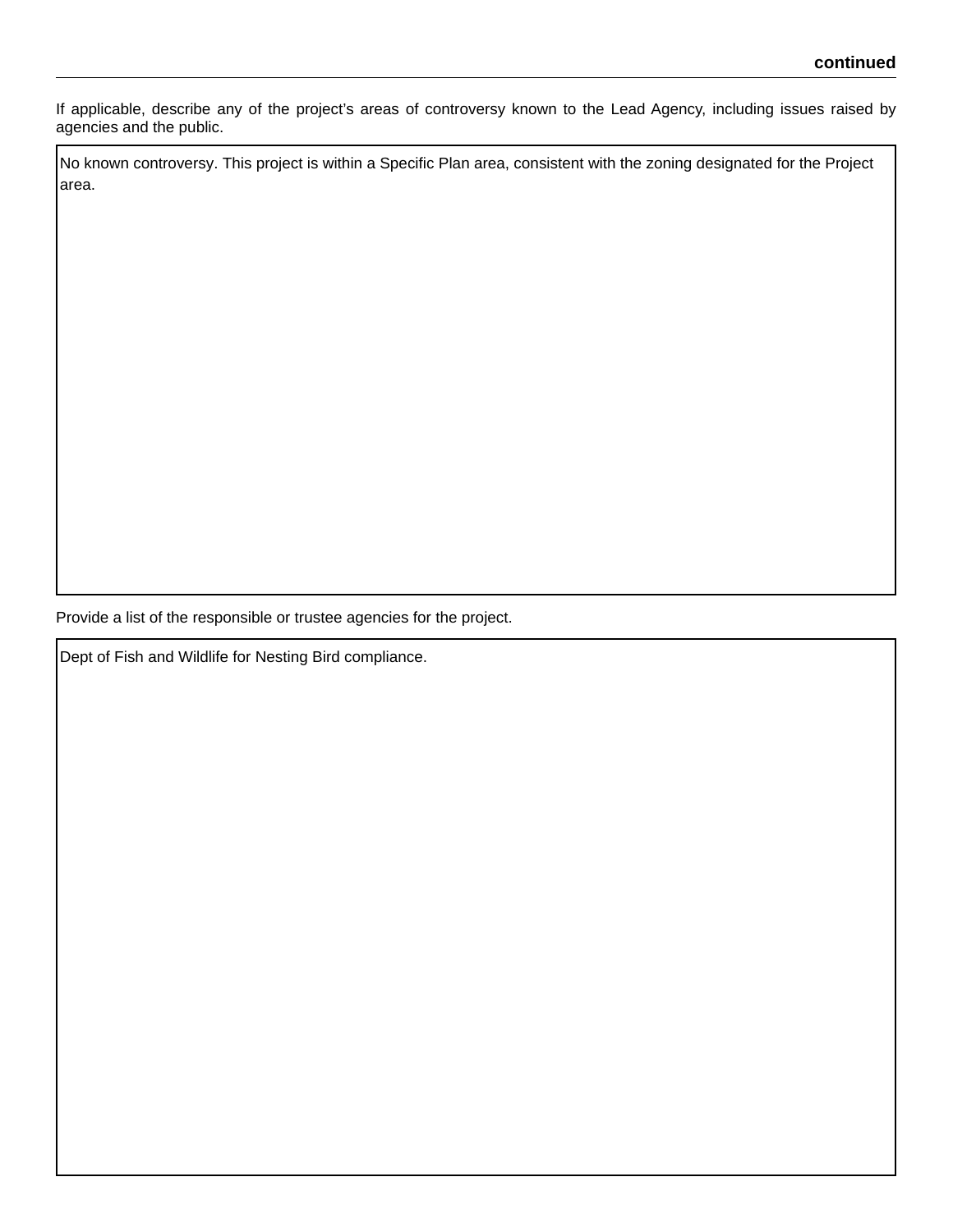**continued**

If applicable, describe any of the project's areas of controversy known to the Lead Agency, including issues raised by agencies and the public.

No known controversy. This project is within a Specific Plan area, consistent with the zoning designated for the Project area.

Provide a list of the responsible or trustee agencies for the project.

Dept of Fish and Wildlife for Nesting Bird compliance.